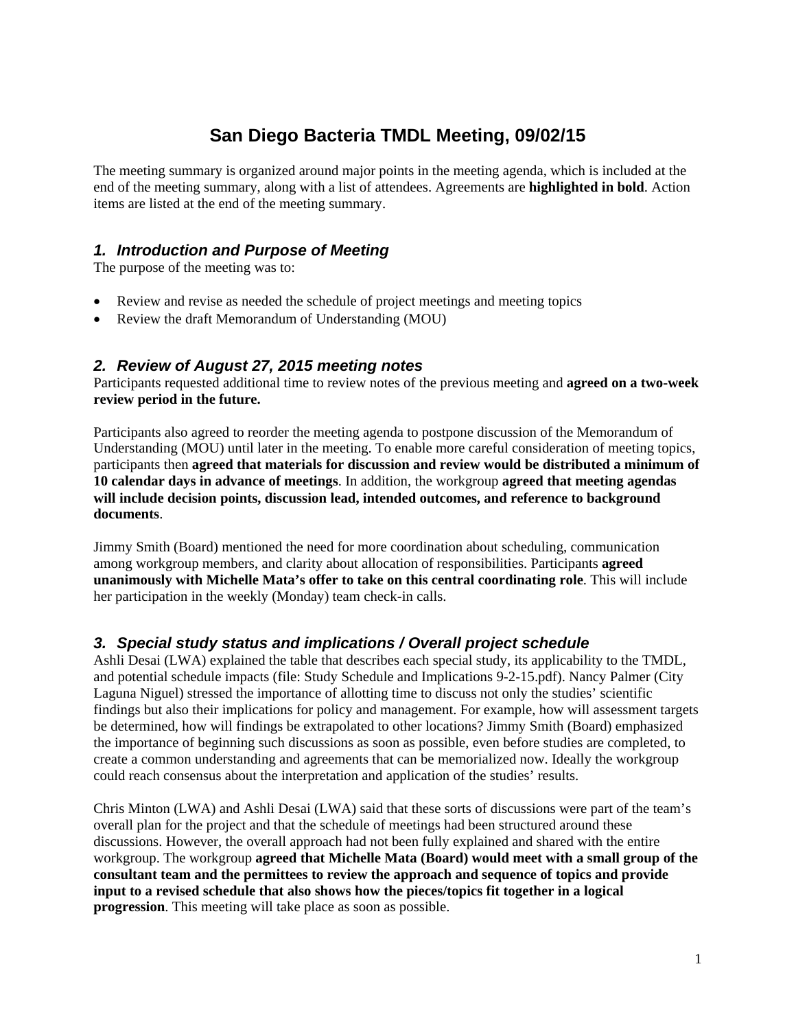# San Diego Bacteria TMDL Meeting, 09/02/15

The meeting summary is organized around major points in the meeting agenda, which is included at the end of the meeting summary, along with a list of attendees. Agreements are **highlighted in bold**. Action items are listed at the end of the meeting summary.

## *1. Introduction and Purpose of Meeting*

The purpose of the meeting was to:

- Review and revise as needed the schedule of project meetings and meeting topics
- Review the draft Memorandum of Understanding (MOU)

## *2. Review of August 27, 2015 meeting notes*

Participants requested additional time to review notes of the previous meeting and **agreed on a two-week review period in the future.**

Participants also agreed to reorder the meeting agenda to postpone discussion of the Memorandum of Understanding (MOU) until later in the meeting. To enable more careful consideration of meeting topics, participants then **agreed that materials for discussion and review would be distributed a minimum of 10 calendar days in advance of meetings**. In addition, the workgroup **agreed that meeting agendas will include decision points, discussion lead, intended outcomes, and reference to background documents**.

Jimmy Smith (Board) mentioned the need for more coordination about scheduling, communication among workgroup members, and clarity about allocation of responsibilities. Participants **agreed unanimously with Michelle Mata's offer to take on this central coordinating role**. This will include her participation in the weekly (Monday) team check-in calls.

## *3. Special study status and implications / Overall project schedule*

Ashli Desai (LWA) explained the table that describes each special study, its applicability to the TMDL, and potential schedule impacts (file: Study Schedule and Implications 9-2-15.pdf). Nancy Palmer (City Laguna Niguel) stressed the importance of allotting time to discuss not only the studies' scientific findings but also their implications for policy and management. For example, how will assessment targets be determined, how will findings be extrapolated to other locations? Jimmy Smith (Board) emphasized the importance of beginning such discussions as soon as possible, even before studies are completed, to create a common understanding and agreements that can be memorialized now. Ideally the workgroup could reach consensus about the interpretation and application of the studies' results.

Chris Minton (LWA) and Ashli Desai (LWA) said that these sorts of discussions were part of the team's overall plan for the project and that the schedule of meetings had been structured around these discussions. However, the overall approach had not been fully explained and shared with the entire workgroup. The workgroup **agreed that Michelle Mata (Board) would meet with a small group of the consultant team and the permittees to review the approach and sequence of topics and provide input to a revised schedule that also shows how the pieces/topics fit together in a logical progression**. This meeting will take place as soon as possible.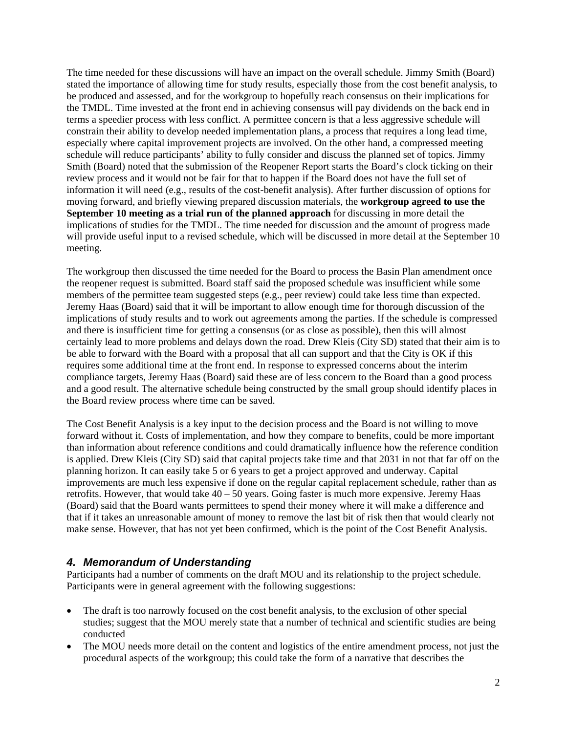The time needed for these discussions will have an impact on the overall schedule. Jimmy Smith (Board) stated the importance of allowing time for study results, especially those from the cost benefit analysis, to be produced and assessed, and for the workgroup to hopefully reach consensus on their implications for the TMDL. Time invested at the front end in achieving consensus will pay dividends on the back end in terms a speedier process with less conflict. A permittee concern is that a less aggressive schedule will constrain their ability to develop needed implementation plans, a process that requires a long lead time, especially where capital improvement projects are involved. On the other hand, a compressed meeting schedule will reduce participants' ability to fully consider and discuss the planned set of topics. Jimmy Smith (Board) noted that the submission of the Reopener Report starts the Board's clock ticking on their review process and it would not be fair for that to happen if the Board does not have the full set of information it will need (e.g., results of the cost-benefit analysis). After further discussion of options for moving forward, and briefly viewing prepared discussion materials, the **workgroup agreed to use the September 10 meeting as a trial run of the planned approach** for discussing in more detail the implications of studies for the TMDL. The time needed for discussion and the amount of progress made will provide useful input to a revised schedule, which will be discussed in more detail at the September 10 meeting.

The workgroup then discussed the time needed for the Board to process the Basin Plan amendment once the reopener request is submitted. Board staff said the proposed schedule was insufficient while some members of the permittee team suggested steps (e.g., peer review) could take less time than expected. Jeremy Haas (Board) said that it will be important to allow enough time for thorough discussion of the implications of study results and to work out agreements among the parties. If the schedule is compressed and there is insufficient time for getting a consensus (or as close as possible), then this will almost certainly lead to more problems and delays down the road. Drew Kleis (City SD) stated that their aim is to be able to forward with the Board with a proposal that all can support and that the City is OK if this requires some additional time at the front end. In response to expressed concerns about the interim compliance targets, Jeremy Haas (Board) said these are of less concern to the Board than a good process and a good result. The alternative schedule being constructed by the small group should identify places in the Board review process where time can be saved.

The Cost Benefit Analysis is a key input to the decision process and the Board is not willing to move forward without it. Costs of implementation, and how they compare to benefits, could be more important than information about reference conditions and could dramatically influence how the reference condition is applied. Drew Kleis (City SD) said that capital projects take time and that 2031 in not that far off on the planning horizon. It can easily take 5 or 6 years to get a project approved and underway. Capital improvements are much less expensive if done on the regular capital replacement schedule, rather than as retrofits. However, that would take 40 – 50 years. Going faster is much more expensive. Jeremy Haas (Board) said that the Board wants permittees to spend their money where it will make a difference and that if it takes an unreasonable amount of money to remove the last bit of risk then that would clearly not make sense. However, that has not yet been confirmed, which is the point of the Cost Benefit Analysis.

## 4. Memorandum of Understanding

Participants had a number of comments on the draft MOU and its relationship to the project schedule. Participants were in general agreement with the following suggestions:

- The draft is too narrowly focused on the cost benefit analysis, to the exclusion of other special studies; suggest that the MOU merely state that a number of technical and scientific studies are being conducted
- The MOU needs more detail on the content and logistics of the entire amendment process, not just the procedural aspects of the workgroup; this could take the form of a narrative that describes the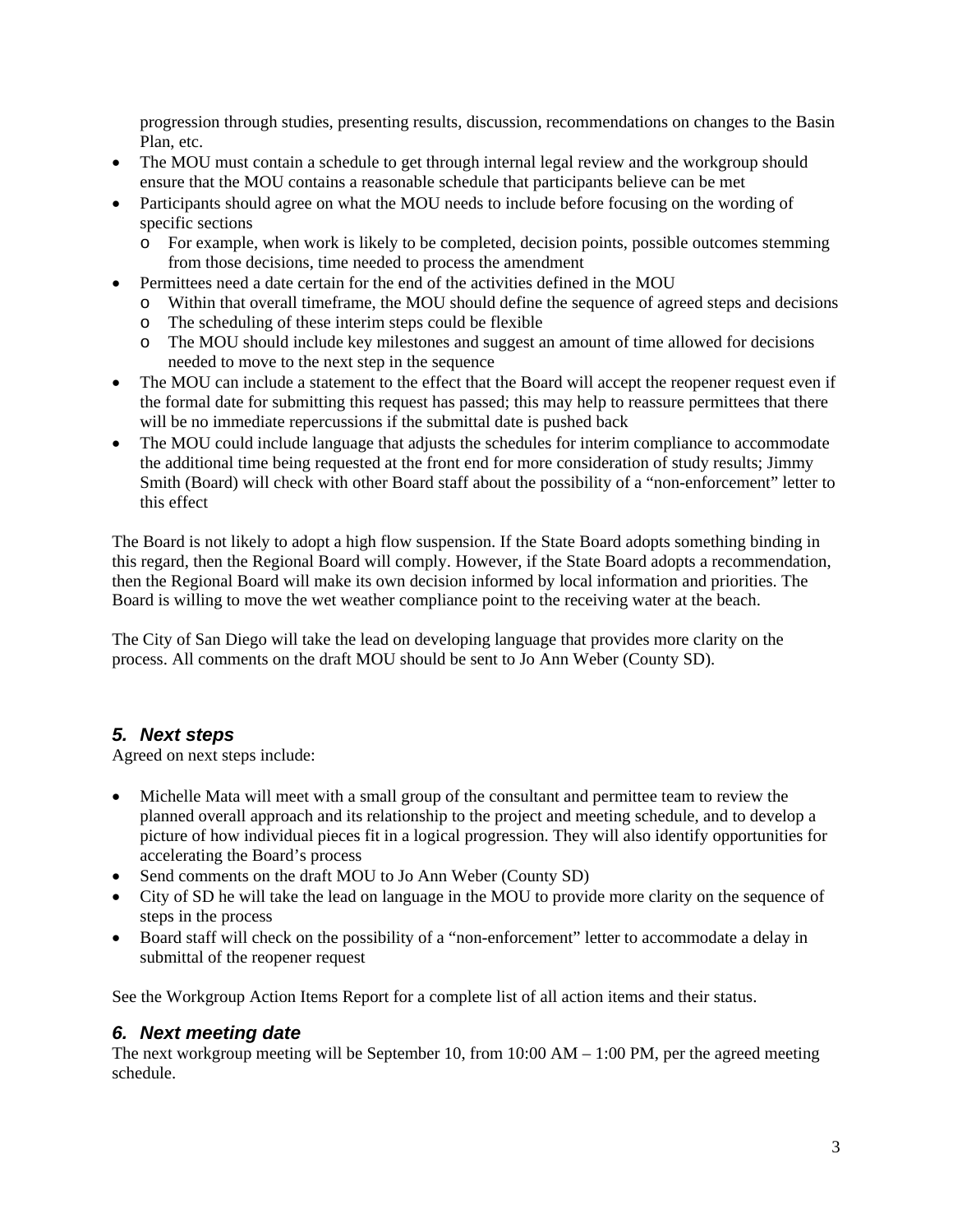progression through studies, presenting results, discussion, recommendations on changes to the Basin Plan, etc.

- The MOU must contain a schedule to get through internal legal review and the workgroup should ensure that the MOU contains a reasonable schedule that participants believe can be met
- Participants should agree on what the MOU needs to include before focusing on the wording of specific sections
  - For example, when work is likely to be completed, decision points, possible outcomes stemming from those decisions, time needed to process the amendment
- Permittees need a date certain for the end of the activities defined in the MOU
  - Within that overall timeframe, the MOU should define the sequence of agreed steps and decisions
  - The scheduling of these interim steps could be flexible
  - The MOU should include key milestones and suggest an amount of time allowed for decisions needed to move to the next step in the sequence
- The MOU can include a statement to the effect that the Board will accept the reopener request even if the formal date for submitting this request has passed; this may help to reassure permittees that there will be no immediate repercussions if the submittal date is pushed back
- The MOU could include language that adjusts the schedules for interim compliance to accommodate the additional time being requested at the front end for more consideration of study results; Jimmy Smith (Board) will check with other Board staff about the possibility of a "non-enforcement" letter to this effect

The Board is not likely to adopt a high flow suspension. If the State Board adopts something binding in this regard, then the Regional Board will comply. However, if the State Board adopts a recommendation, then the Regional Board will make its own decision informed by local information and priorities. The Board is willing to move the wet weather compliance point to the receiving water at the beach.

The City of San Diego will take the lead on developing language that provides more clarity on the process. All comments on the draft MOU should be sent to Jo Ann Weber (County SD).

## *5. Next steps*

Agreed on next steps include:

- Michelle Mata will meet with a small group of the consultant and permittee team to review the planned overall approach and its relationship to the project and meeting schedule, and to develop a picture of how individual pieces fit in a logical progression. They will also identify opportunities for accelerating the Board's process
- Send comments on the draft MOU to Jo Ann Weber (County SD)
- City of SD he will take the lead on language in the MOU to provide more clarity on the sequence of steps in the process
- Board staff will check on the possibility of a "non-enforcement" letter to accommodate a delay in submittal of the reopener request

See the Workgroup Action Items Report for a complete list of all action items and their status.

## *6. Next meeting date*

The next workgroup meeting will be September 10, from 10:00 AM – 1:00 PM, per the agreed meeting schedule.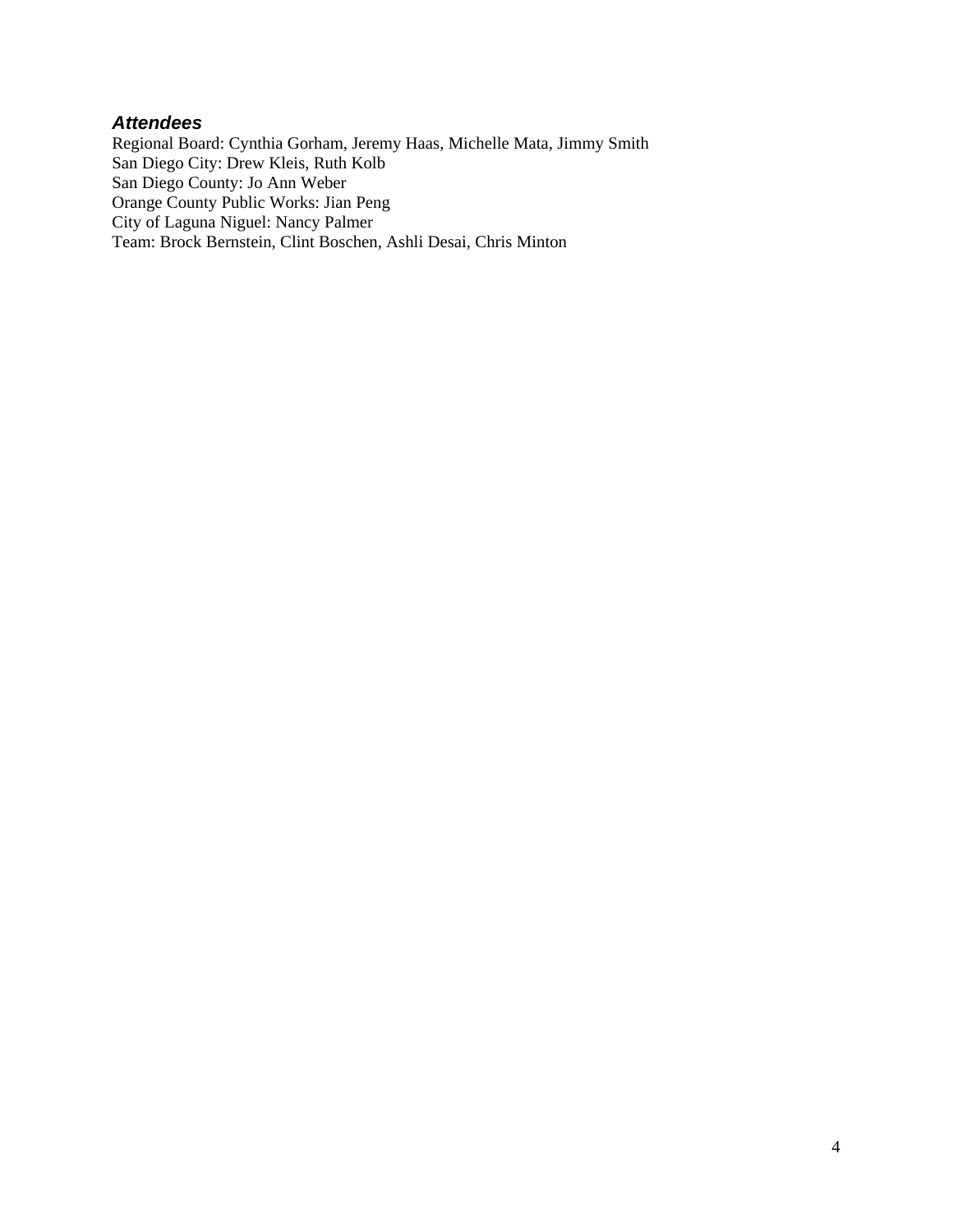### *Attendees*

Regional Board: Cynthia Gorham, Jeremy Haas, Michelle Mata, Jimmy Smith
San Diego City: Drew Kleis, Ruth Kolb
San Diego County: Jo Ann Weber
Orange County Public Works: Jian Peng
City of Laguna Niguel: Nancy Palmer
Team: Brock Bernstein, Clint Boschen, Ashli Desai, Chris Minton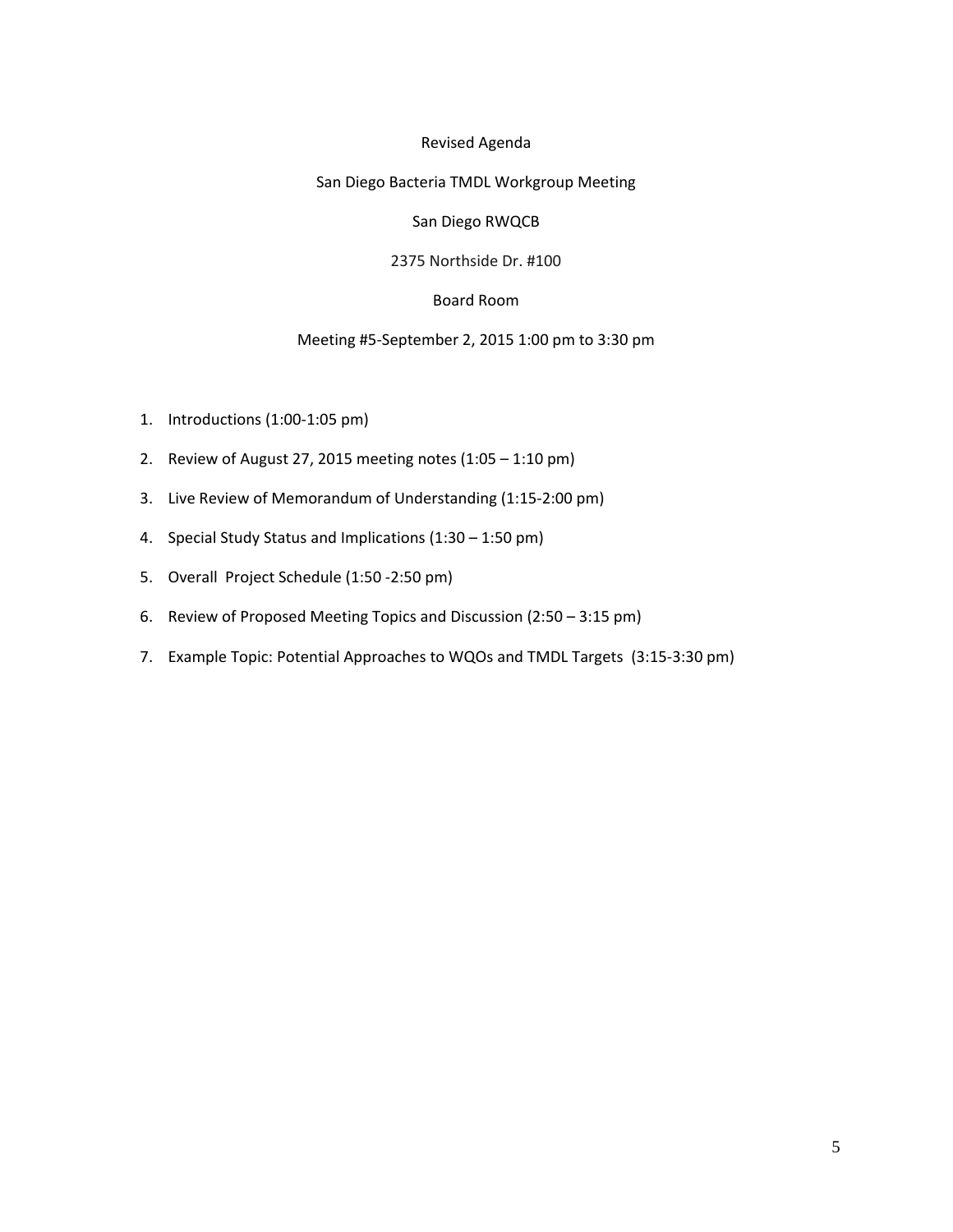Revised Agenda

San Diego Bacteria TMDL Workgroup Meeting

San Diego RWQCB

2375 Northside Dr. #100

Board Room

Meeting #5-September 2, 2015 1:00 pm to 3:30 pm

1. Introductions (1:00-1:05 pm)
2. Review of August 27, 2015 meeting notes (1:05 – 1:10 pm)
3. Live Review of Memorandum of Understanding (1:15-2:00 pm)
4. Special Study Status and Implications (1:30 – 1:50 pm)
5. Overall Project Schedule (1:50 -2:50 pm)
6. Review of Proposed Meeting Topics and Discussion (2:50 – 3:15 pm)
7. Example Topic: Potential Approaches to WQOs and TMDL Targets (3:15-3:30 pm)